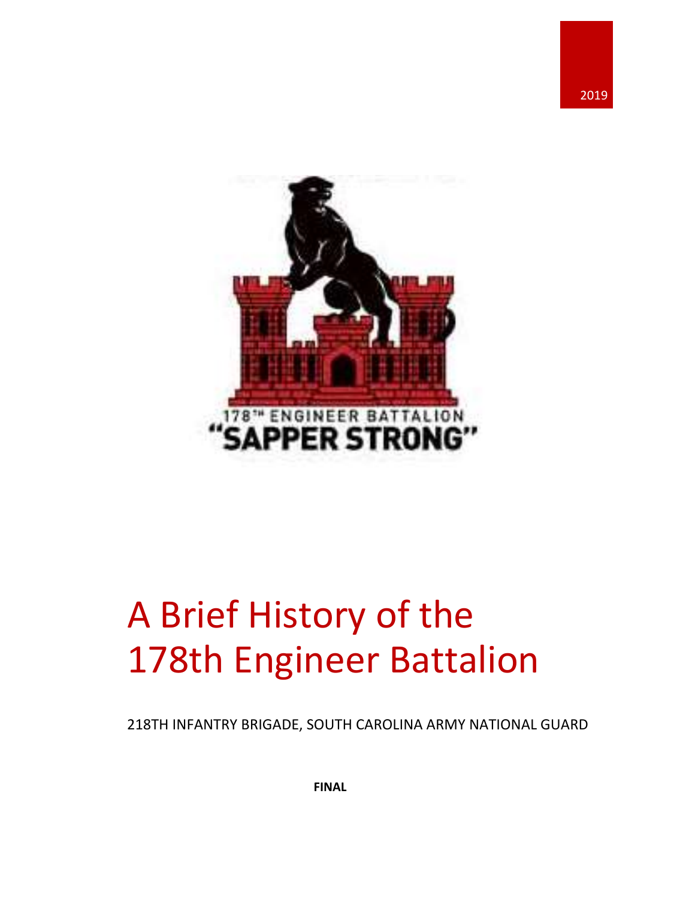2019

178TH ENGINEER BATTALION
"SAPPER STRONG"

# A Brief History of the 178th Engineer Battalion

218TH INFANTRY BRIGADE, SOUTH CAROLINA ARMY NATIONAL GUARD

**FINAL**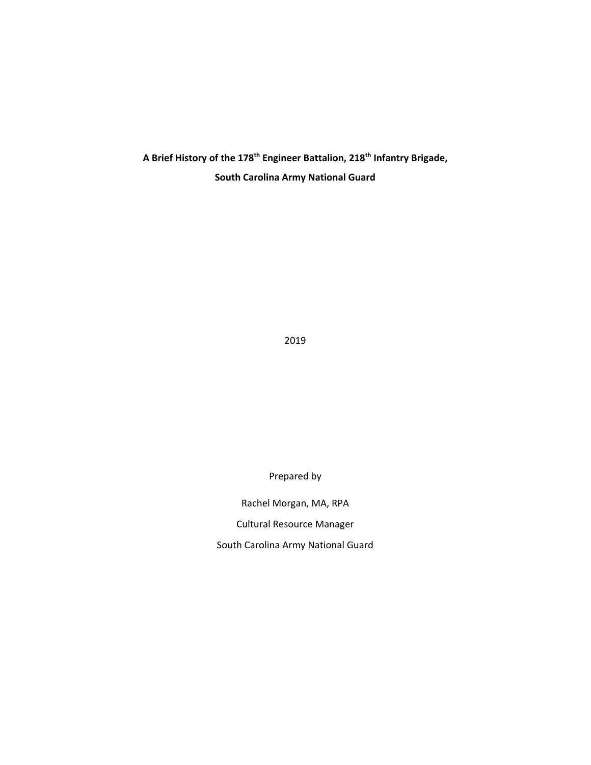# A Brief History of the 178th Engineer Battalion, 218th Infantry Brigade, South Carolina Army National Guard

2019

Prepared by

Rachel Morgan, MA, RPA

Cultural Resource Manager

South Carolina Army National Guard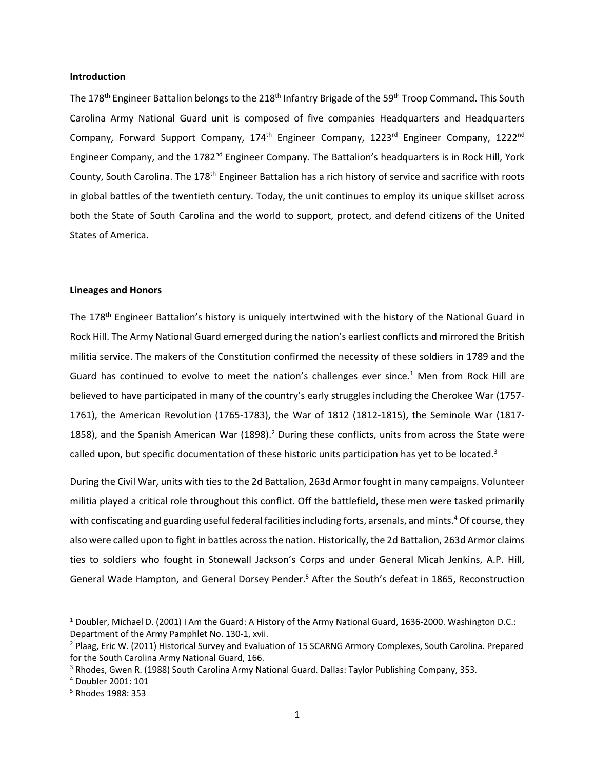**Introduction**

The 178th Engineer Battalion belongs to the 218th Infantry Brigade of the 59th Troop Command. This South Carolina Army National Guard unit is composed of five companies Headquarters and Headquarters Company, Forward Support Company, 174th Engineer Company, 1223rd Engineer Company, 1222nd Engineer Company, and the 1782nd Engineer Company. The Battalion's headquarters is in Rock Hill, York County, South Carolina. The 178th Engineer Battalion has a rich history of service and sacrifice with roots in global battles of the twentieth century. Today, the unit continues to employ its unique skillset across both the State of South Carolina and the world to support, protect, and defend citizens of the United States of America.

**Lineages and Honors**

The 178th Engineer Battalion's history is uniquely intertwined with the history of the National Guard in Rock Hill. The Army National Guard emerged during the nation's earliest conflicts and mirrored the British militia service. The makers of the Constitution confirmed the necessity of these soldiers in 1789 and the Guard has continued to evolve to meet the nation's challenges ever since.[1] Men from Rock Hill are believed to have participated in many of the country's early struggles including the Cherokee War (1757-1761), the American Revolution (1765-1783), the War of 1812 (1812-1815), the Seminole War (1817-1858), and the Spanish American War (1898).[2] During these conflicts, units from across the State were called upon, but specific documentation of these historic units participation has yet to be located.[3]

During the Civil War, units with ties to the 2d Battalion, 263d Armor fought in many campaigns. Volunteer militia played a critical role throughout this conflict. Off the battlefield, these men were tasked primarily with confiscating and guarding useful federal facilities including forts, arsenals, and mints.[4] Of course, they also were called upon to fight in battles across the nation. Historically, the 2d Battalion, 263d Armor claims ties to soldiers who fought in Stonewall Jackson's Corps and under General Micah Jenkins, A.P. Hill, General Wade Hampton, and General Dorsey Pender.[5] After the South's defeat in 1865, Reconstruction

---

[1] Doubler, Michael D. (2001) I Am the Guard: A History of the Army National Guard, 1636-2000. Washington D.C.: Department of the Army Pamphlet No. 130-1, xvii.

[2] Plaag, Eric W. (2011) Historical Survey and Evaluation of 15 SCARNG Armory Complexes, South Carolina. Prepared for the South Carolina Army National Guard, 166.

[3] Rhodes, Gwen R. (1988) South Carolina Army National Guard. Dallas: Taylor Publishing Company, 353.

[4] Doubler 2001: 101

[5] Rhodes 1988: 353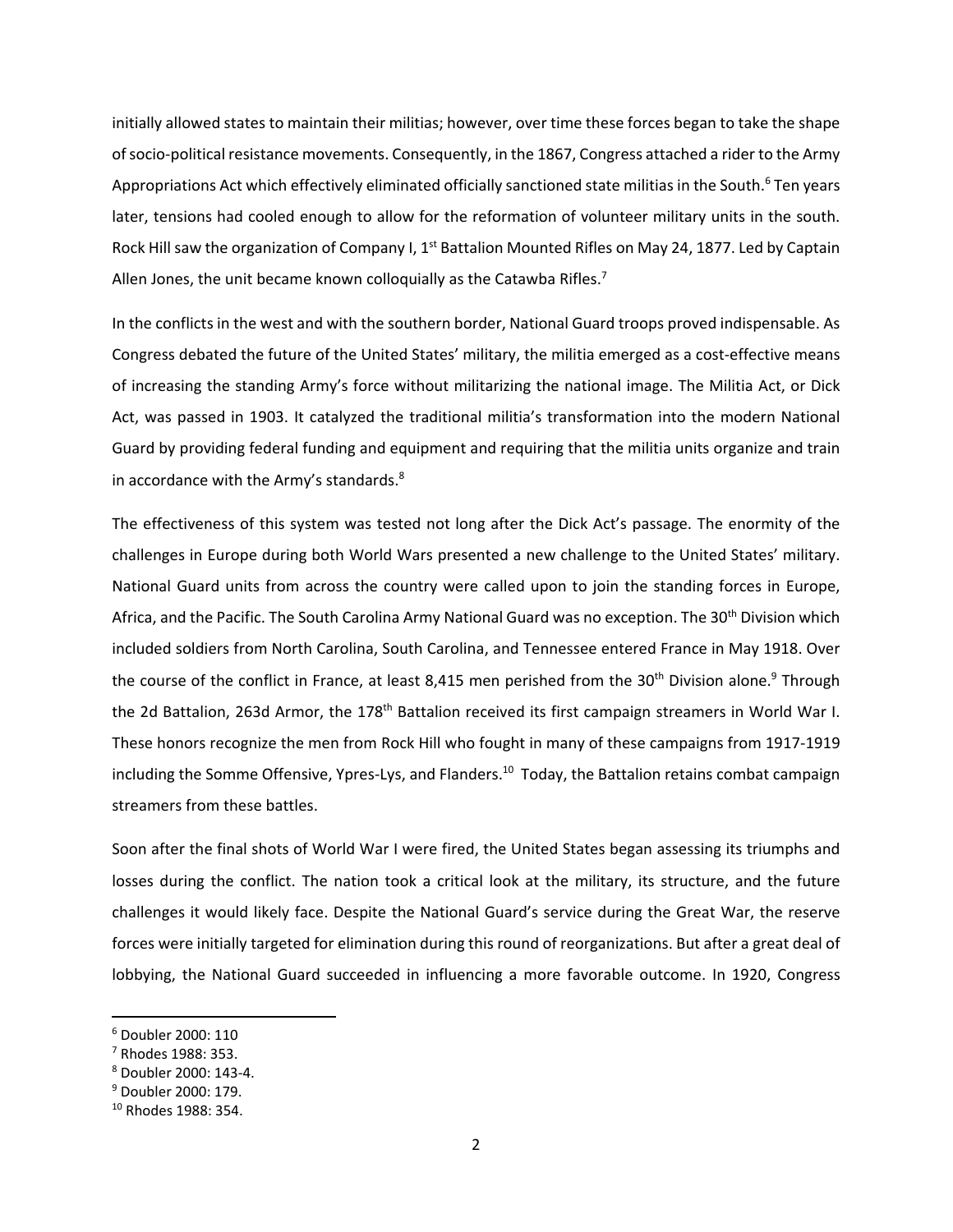initially allowed states to maintain their militias; however, over time these forces began to take the shape of socio-political resistance movements. Consequently, in the 1867, Congress attached a rider to the Army Appropriations Act which effectively eliminated officially sanctioned state militias in the South.[6] Ten years later, tensions had cooled enough to allow for the reformation of volunteer military units in the south. Rock Hill saw the organization of Company I, 1st Battalion Mounted Rifles on May 24, 1877. Led by Captain Allen Jones, the unit became known colloquially as the Catawba Rifles.[7]

In the conflicts in the west and with the southern border, National Guard troops proved indispensable. As Congress debated the future of the United States' military, the militia emerged as a cost-effective means of increasing the standing Army's force without militarizing the national image. The Militia Act, or Dick Act, was passed in 1903. It catalyzed the traditional militia's transformation into the modern National Guard by providing federal funding and equipment and requiring that the militia units organize and train in accordance with the Army's standards.[8]

The effectiveness of this system was tested not long after the Dick Act's passage. The enormity of the challenges in Europe during both World Wars presented a new challenge to the United States' military. National Guard units from across the country were called upon to join the standing forces in Europe, Africa, and the Pacific. The South Carolina Army National Guard was no exception. The 30th Division which included soldiers from North Carolina, South Carolina, and Tennessee entered France in May 1918. Over the course of the conflict in France, at least 8,415 men perished from the 30th Division alone.[9] Through the 2d Battalion, 263d Armor, the 178th Battalion received its first campaign streamers in World War I. These honors recognize the men from Rock Hill who fought in many of these campaigns from 1917-1919 including the Somme Offensive, Ypres-Lys, and Flanders.[10] Today, the Battalion retains combat campaign streamers from these battles.

Soon after the final shots of World War I were fired, the United States began assessing its triumphs and losses during the conflict. The nation took a critical look at the military, its structure, and the future challenges it would likely face. Despite the National Guard's service during the Great War, the reserve forces were initially targeted for elimination during this round of reorganizations. But after a great deal of lobbying, the National Guard succeeded in influencing a more favorable outcome. In 1920, Congress

---

[6] Doubler 2000: 110

[7] Rhodes 1988: 353.

[8] Doubler 2000: 143-4.

[9] Doubler 2000: 179.

[10] Rhodes 1988: 354.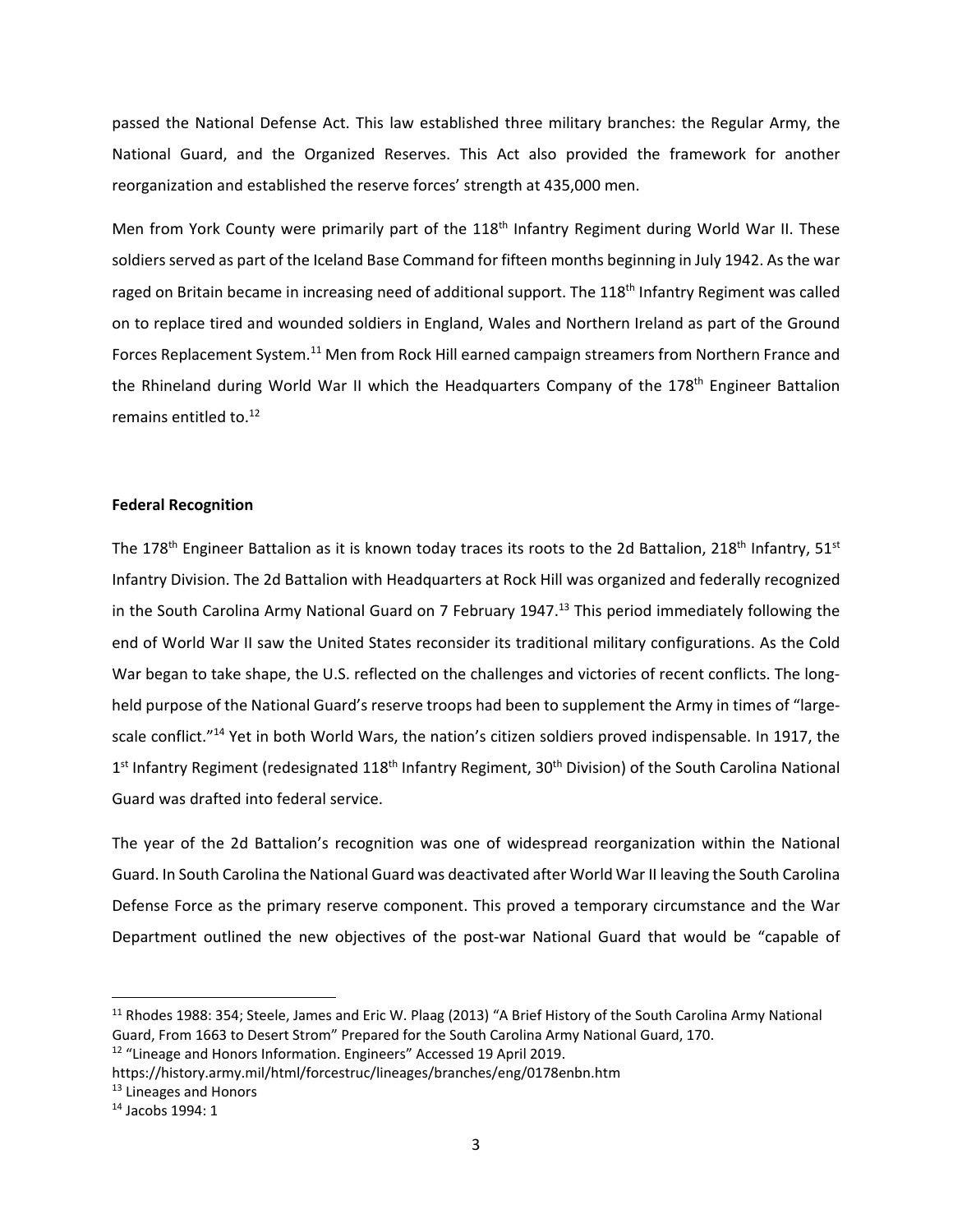passed the National Defense Act. This law established three military branches: the Regular Army, the National Guard, and the Organized Reserves. This Act also provided the framework for another reorganization and established the reserve forces' strength at 435,000 men.

Men from York County were primarily part of the 118th Infantry Regiment during World War II. These soldiers served as part of the Iceland Base Command for fifteen months beginning in July 1942. As the war raged on Britain became in increasing need of additional support. The 118th Infantry Regiment was called on to replace tired and wounded soldiers in England, Wales and Northern Ireland as part of the Ground Forces Replacement System.[11] Men from Rock Hill earned campaign streamers from Northern France and the Rhineland during World War II which the Headquarters Company of the 178th Engineer Battalion remains entitled to.[12]

**Federal Recognition**

The 178th Engineer Battalion as it is known today traces its roots to the 2d Battalion, 218th Infantry, 51st Infantry Division. The 2d Battalion with Headquarters at Rock Hill was organized and federally recognized in the South Carolina Army National Guard on 7 February 1947.[13] This period immediately following the end of World War II saw the United States reconsider its traditional military configurations. As the Cold War began to take shape, the U.S. reflected on the challenges and victories of recent conflicts. The long-held purpose of the National Guard's reserve troops had been to supplement the Army in times of "large-scale conflict."[14] Yet in both World Wars, the nation's citizen soldiers proved indispensable. In 1917, the 1st Infantry Regiment (redesignated 118th Infantry Regiment, 30th Division) of the South Carolina National Guard was drafted into federal service.

The year of the 2d Battalion's recognition was one of widespread reorganization within the National Guard. In South Carolina the National Guard was deactivated after World War II leaving the South Carolina Defense Force as the primary reserve component. This proved a temporary circumstance and the War Department outlined the new objectives of the post-war National Guard that would be "capable of

---

[11] Rhodes 1988: 354; Steele, James and Eric W. Plaag (2013) "A Brief History of the South Carolina Army National Guard, From 1663 to Desert Strom" Prepared for the South Carolina Army National Guard, 170.

[12] "Lineage and Honors Information. Engineers" Accessed 19 April 2019. https://history.army.mil/html/forcestruc/lineages/branches/eng/0178enbn.htm

[13] Lineages and Honors

[14] Jacobs 1994: 1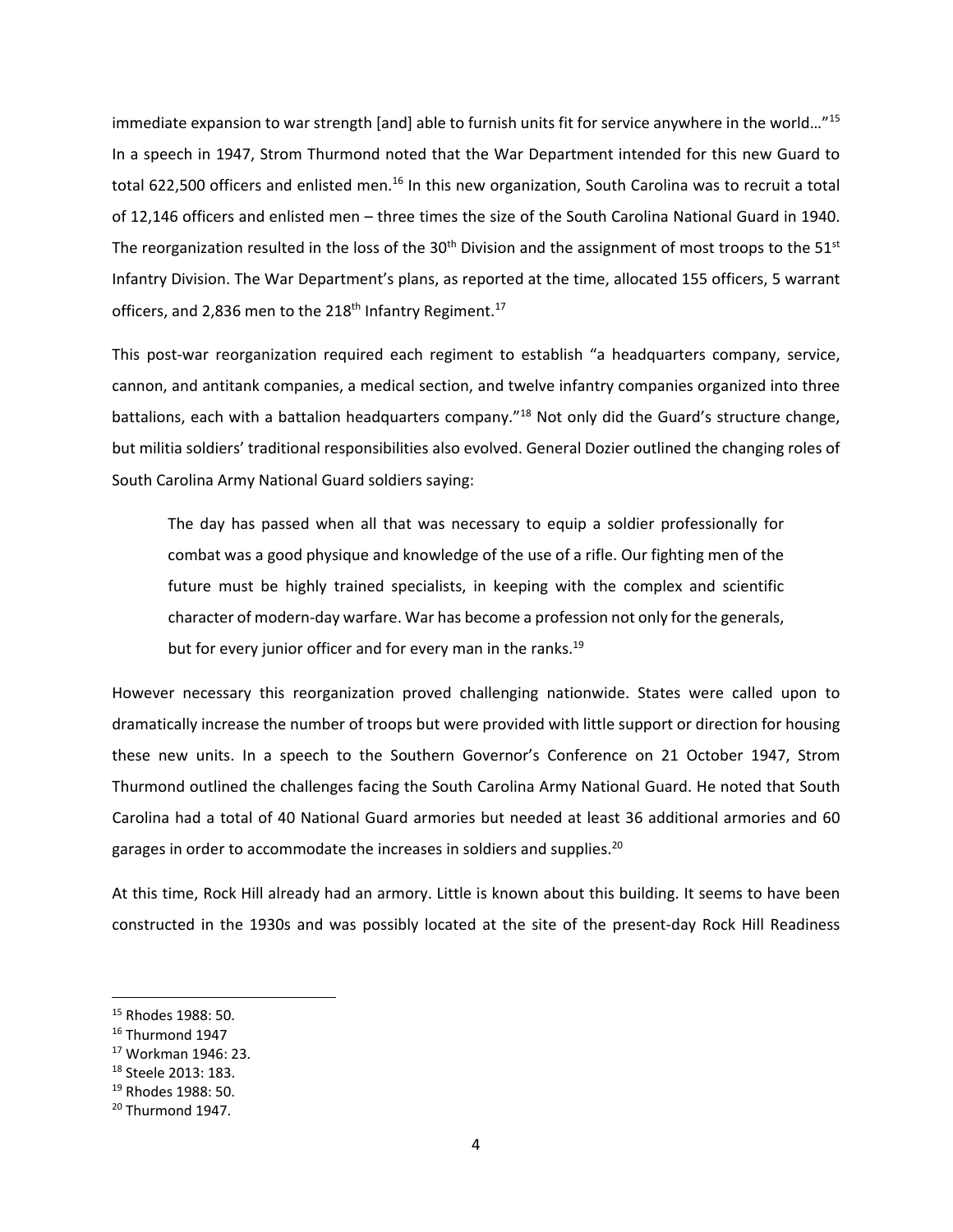immediate expansion to war strength [and] able to furnish units fit for service anywhere in the world…"[15] In a speech in 1947, Strom Thurmond noted that the War Department intended for this new Guard to total 622,500 officers and enlisted men.[16] In this new organization, South Carolina was to recruit a total of 12,146 officers and enlisted men – three times the size of the South Carolina National Guard in 1940. The reorganization resulted in the loss of the 30th Division and the assignment of most troops to the 51st Infantry Division. The War Department's plans, as reported at the time, allocated 155 officers, 5 warrant officers, and 2,836 men to the 218th Infantry Regiment.[17]

This post-war reorganization required each regiment to establish "a headquarters company, service, cannon, and antitank companies, a medical section, and twelve infantry companies organized into three battalions, each with a battalion headquarters company."[18] Not only did the Guard's structure change, but militia soldiers' traditional responsibilities also evolved. General Dozier outlined the changing roles of South Carolina Army National Guard soldiers saying:

> The day has passed when all that was necessary to equip a soldier professionally for combat was a good physique and knowledge of the use of a rifle. Our fighting men of the future must be highly trained specialists, in keeping with the complex and scientific character of modern-day warfare. War has become a profession not only for the generals, but for every junior officer and for every man in the ranks.[19]

However necessary this reorganization proved challenging nationwide. States were called upon to dramatically increase the number of troops but were provided with little support or direction for housing these new units. In a speech to the Southern Governor's Conference on 21 October 1947, Strom Thurmond outlined the challenges facing the South Carolina Army National Guard. He noted that South Carolina had a total of 40 National Guard armories but needed at least 36 additional armories and 60 garages in order to accommodate the increases in soldiers and supplies.[20]

At this time, Rock Hill already had an armory. Little is known about this building. It seems to have been constructed in the 1930s and was possibly located at the site of the present-day Rock Hill Readiness

---

[15] Rhodes 1988: 50.
[16] Thurmond 1947
[17] Workman 1946: 23.
[18] Steele 2013: 183.
[19] Rhodes 1988: 50.
[20] Thurmond 1947.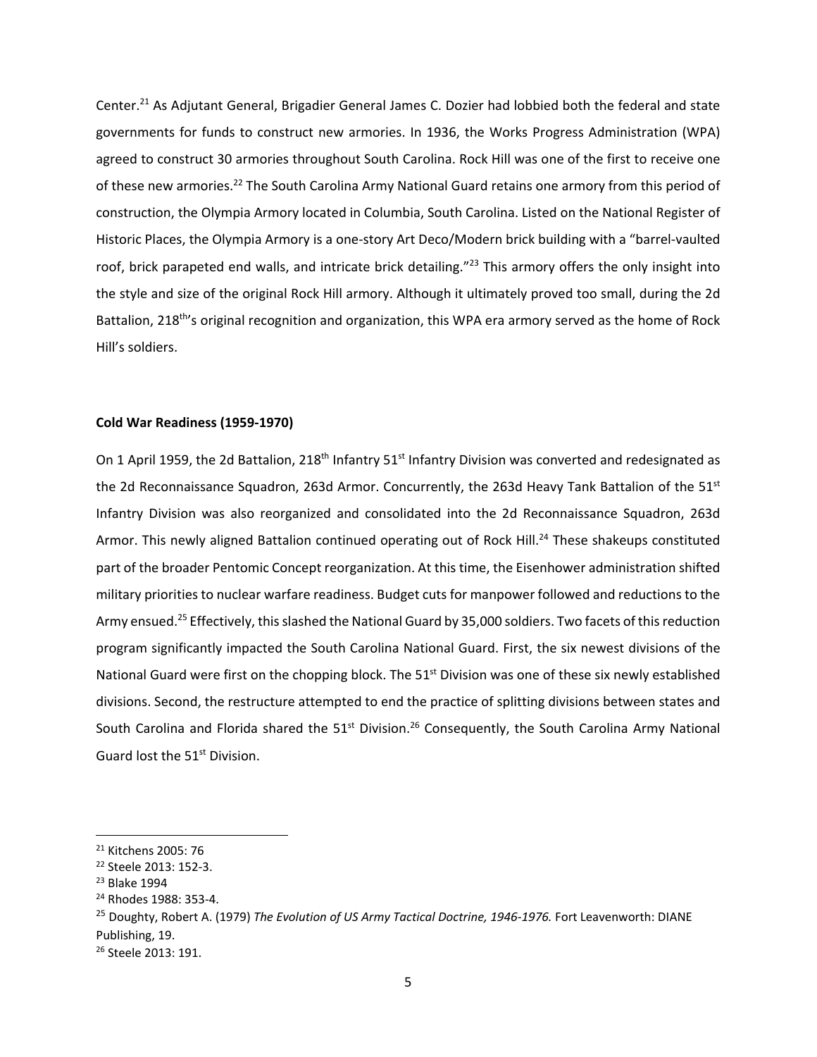Center.[21] As Adjutant General, Brigadier General James C. Dozier had lobbied both the federal and state governments for funds to construct new armories. In 1936, the Works Progress Administration (WPA) agreed to construct 30 armories throughout South Carolina. Rock Hill was one of the first to receive one of these new armories.[22] The South Carolina Army National Guard retains one armory from this period of construction, the Olympia Armory located in Columbia, South Carolina. Listed on the National Register of Historic Places, the Olympia Armory is a one-story Art Deco/Modern brick building with a "barrel-vaulted roof, brick parapeted end walls, and intricate brick detailing."[23] This armory offers the only insight into the style and size of the original Rock Hill armory. Although it ultimately proved too small, during the 2d Battalion, 218th's original recognition and organization, this WPA era armory served as the home of Rock Hill's soldiers.

**Cold War Readiness (1959-1970)**

On 1 April 1959, the 2d Battalion, 218th Infantry 51st Infantry Division was converted and redesignated as the 2d Reconnaissance Squadron, 263d Armor. Concurrently, the 263d Heavy Tank Battalion of the 51st Infantry Division was also reorganized and consolidated into the 2d Reconnaissance Squadron, 263d Armor. This newly aligned Battalion continued operating out of Rock Hill.[24] These shakeups constituted part of the broader Pentomic Concept reorganization. At this time, the Eisenhower administration shifted military priorities to nuclear warfare readiness. Budget cuts for manpower followed and reductions to the Army ensued.[25] Effectively, this slashed the National Guard by 35,000 soldiers. Two facets of this reduction program significantly impacted the South Carolina National Guard. First, the six newest divisions of the National Guard were first on the chopping block. The 51st Division was one of these six newly established divisions. Second, the restructure attempted to end the practice of splitting divisions between states and South Carolina and Florida shared the 51st Division.[26] Consequently, the South Carolina Army National Guard lost the 51st Division.

---

[21] Kitchens 2005: 76

[22] Steele 2013: 152-3.

[23] Blake 1994

[24] Rhodes 1988: 353-4.

[25] Doughty, Robert A. (1979) *The Evolution of US Army Tactical Doctrine, 1946-1976.* Fort Leavenworth: DIANE Publishing, 19.

[26] Steele 2013: 191.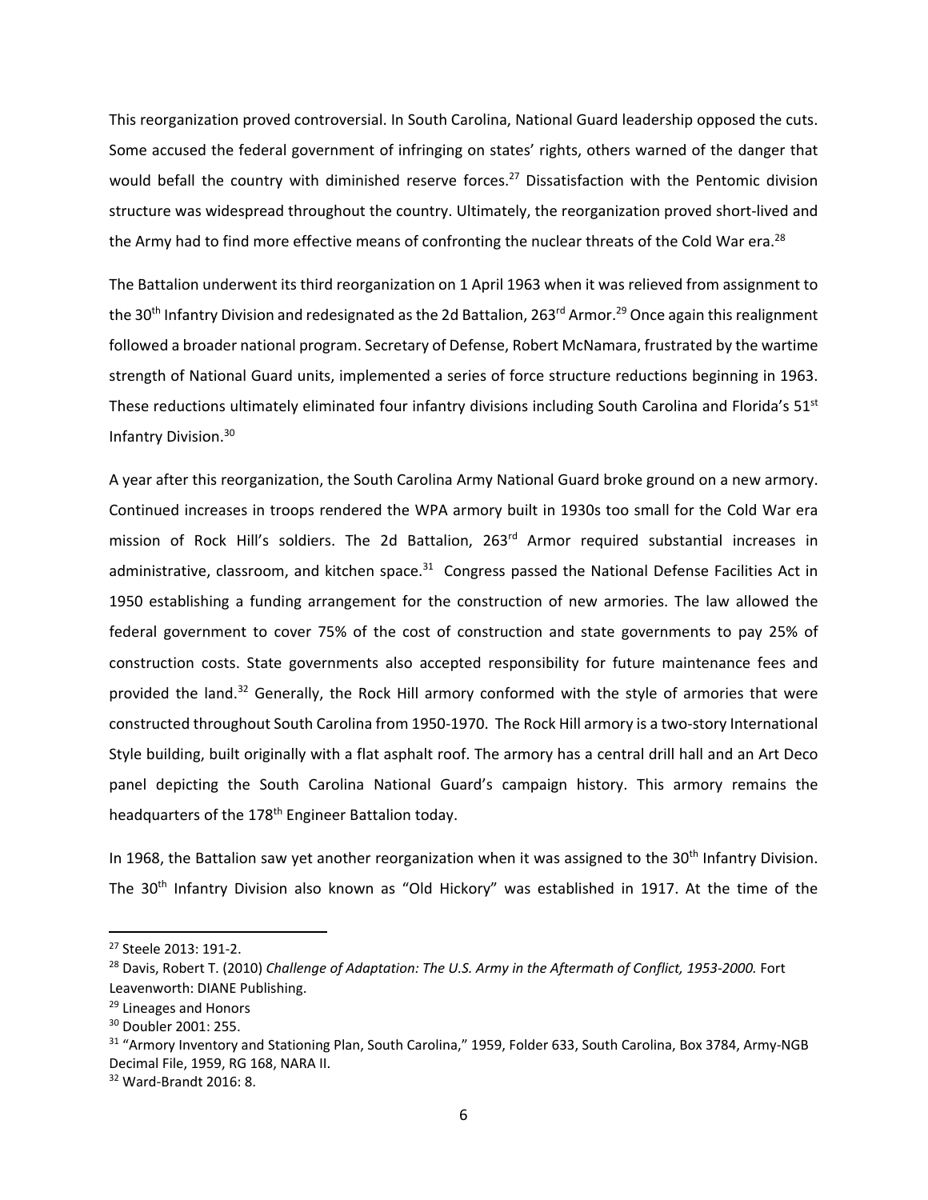This reorganization proved controversial. In South Carolina, National Guard leadership opposed the cuts. Some accused the federal government of infringing on states' rights, others warned of the danger that would befall the country with diminished reserve forces.[27] Dissatisfaction with the Pentomic division structure was widespread throughout the country. Ultimately, the reorganization proved short-lived and the Army had to find more effective means of confronting the nuclear threats of the Cold War era.[28]

The Battalion underwent its third reorganization on 1 April 1963 when it was relieved from assignment to the 30th Infantry Division and redesignated as the 2d Battalion, 263rd Armor.[29] Once again this realignment followed a broader national program. Secretary of Defense, Robert McNamara, frustrated by the wartime strength of National Guard units, implemented a series of force structure reductions beginning in 1963. These reductions ultimately eliminated four infantry divisions including South Carolina and Florida's 51st Infantry Division.[30]

A year after this reorganization, the South Carolina Army National Guard broke ground on a new armory. Continued increases in troops rendered the WPA armory built in 1930s too small for the Cold War era mission of Rock Hill's soldiers. The 2d Battalion, 263rd Armor required substantial increases in administrative, classroom, and kitchen space.[31] Congress passed the National Defense Facilities Act in 1950 establishing a funding arrangement for the construction of new armories. The law allowed the federal government to cover 75% of the cost of construction and state governments to pay 25% of construction costs. State governments also accepted responsibility for future maintenance fees and provided the land.[32] Generally, the Rock Hill armory conformed with the style of armories that were constructed throughout South Carolina from 1950-1970. The Rock Hill armory is a two-story International Style building, built originally with a flat asphalt roof. The armory has a central drill hall and an Art Deco panel depicting the South Carolina National Guard's campaign history. This armory remains the headquarters of the 178th Engineer Battalion today.

In 1968, the Battalion saw yet another reorganization when it was assigned to the 30th Infantry Division. The 30th Infantry Division also known as "Old Hickory" was established in 1917. At the time of the

---

[27] Steele 2013: 191-2.

[28] Davis, Robert T. (2010) *Challenge of Adaptation: The U.S. Army in the Aftermath of Conflict, 1953-2000.* Fort Leavenworth: DIANE Publishing.

[29] Lineages and Honors

[30] Doubler 2001: 255.

[31] "Armory Inventory and Stationing Plan, South Carolina," 1959, Folder 633, South Carolina, Box 3784, Army-NGB Decimal File, 1959, RG 168, NARA II.

[32] Ward-Brandt 2016: 8.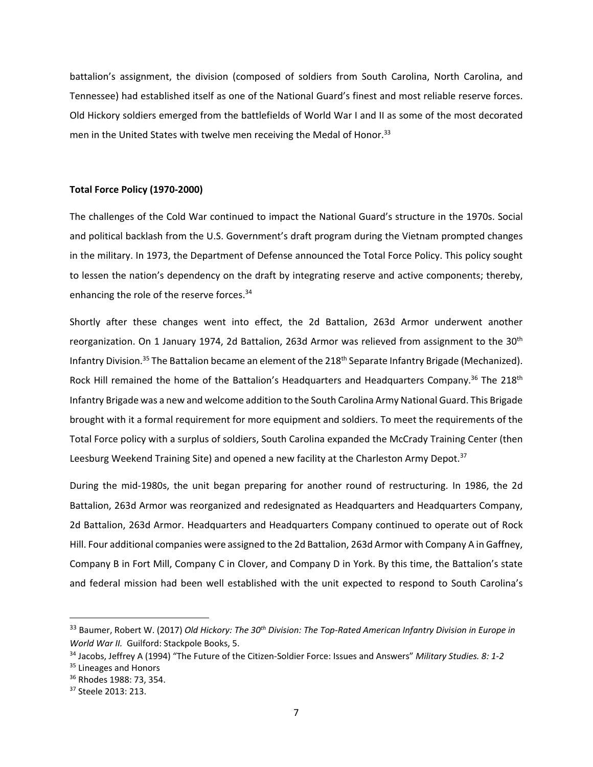battalion's assignment, the division (composed of soldiers from South Carolina, North Carolina, and Tennessee) had established itself as one of the National Guard's finest and most reliable reserve forces. Old Hickory soldiers emerged from the battlefields of World War I and II as some of the most decorated men in the United States with twelve men receiving the Medal of Honor.[33]

**Total Force Policy (1970-2000)**

The challenges of the Cold War continued to impact the National Guard's structure in the 1970s. Social and political backlash from the U.S. Government's draft program during the Vietnam prompted changes in the military. In 1973, the Department of Defense announced the Total Force Policy. This policy sought to lessen the nation's dependency on the draft by integrating reserve and active components; thereby, enhancing the role of the reserve forces.[34]

Shortly after these changes went into effect, the 2d Battalion, 263d Armor underwent another reorganization. On 1 January 1974, 2d Battalion, 263d Armor was relieved from assignment to the 30th Infantry Division.[35] The Battalion became an element of the 218th Separate Infantry Brigade (Mechanized). Rock Hill remained the home of the Battalion's Headquarters and Headquarters Company.[36] The 218th Infantry Brigade was a new and welcome addition to the South Carolina Army National Guard. This Brigade brought with it a formal requirement for more equipment and soldiers. To meet the requirements of the Total Force policy with a surplus of soldiers, South Carolina expanded the McCrady Training Center (then Leesburg Weekend Training Site) and opened a new facility at the Charleston Army Depot.[37]

During the mid-1980s, the unit began preparing for another round of restructuring. In 1986, the 2d Battalion, 263d Armor was reorganized and redesignated as Headquarters and Headquarters Company, 2d Battalion, 263d Armor. Headquarters and Headquarters Company continued to operate out of Rock Hill. Four additional companies were assigned to the 2d Battalion, 263d Armor with Company A in Gaffney, Company B in Fort Mill, Company C in Clover, and Company D in York. By this time, the Battalion's state and federal mission had been well established with the unit expected to respond to South Carolina's

---

[33] Baumer, Robert W. (2017) *Old Hickory: The 30th Division: The Top-Rated American Infantry Division in Europe in World War II.* Guilford: Stackpole Books, 5.

[34] Jacobs, Jeffrey A (1994) "The Future of the Citizen-Soldier Force: Issues and Answers" *Military Studies. 8: 1-2*

[35] Lineages and Honors

[36] Rhodes 1988: 73, 354.

[37] Steele 2013: 213.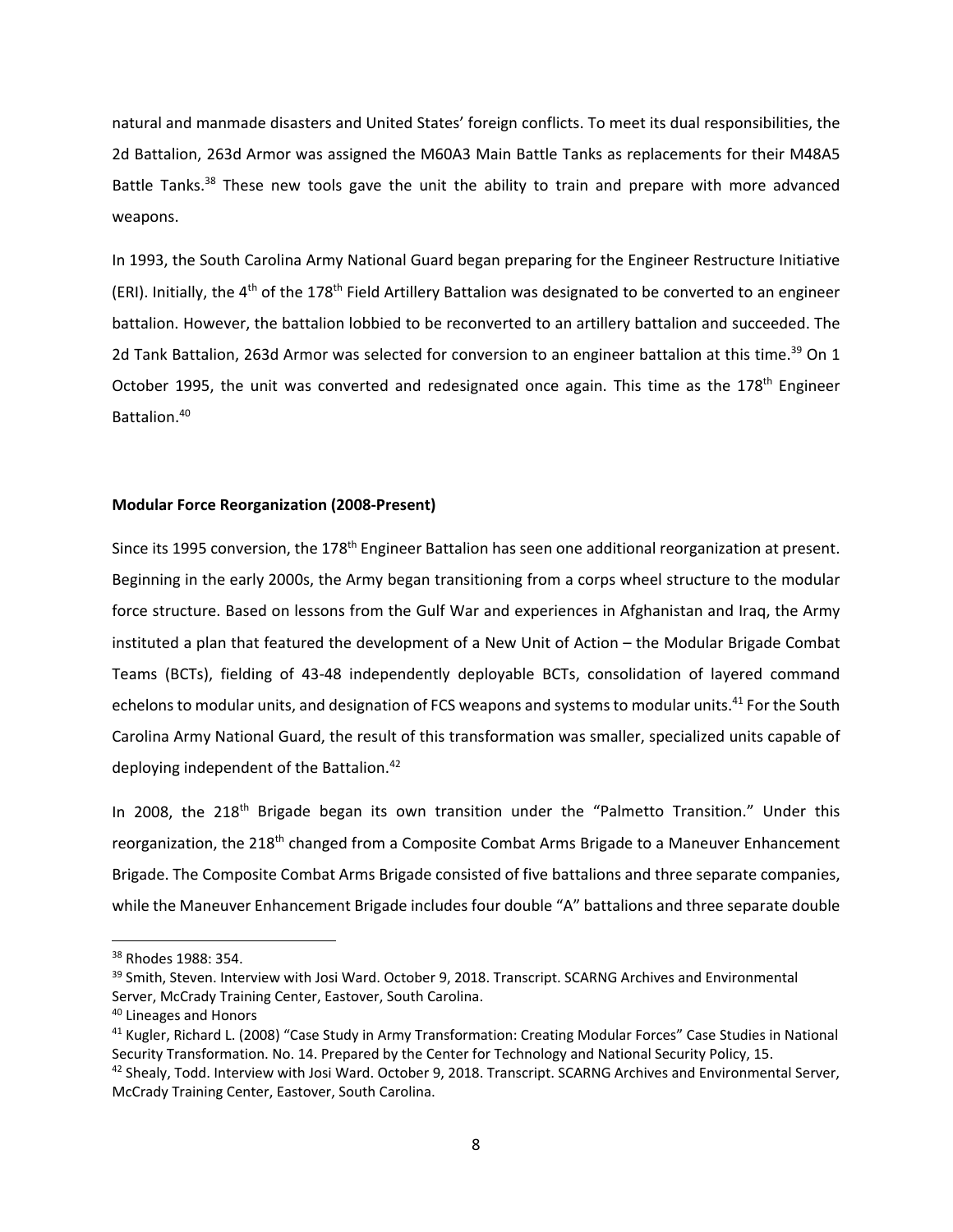natural and manmade disasters and United States' foreign conflicts. To meet its dual responsibilities, the 2d Battalion, 263d Armor was assigned the M60A3 Main Battle Tanks as replacements for their M48A5 Battle Tanks.[38] These new tools gave the unit the ability to train and prepare with more advanced weapons.

In 1993, the South Carolina Army National Guard began preparing for the Engineer Restructure Initiative (ERI). Initially, the 4th of the 178th Field Artillery Battalion was designated to be converted to an engineer battalion. However, the battalion lobbied to be reconverted to an artillery battalion and succeeded. The 2d Tank Battalion, 263d Armor was selected for conversion to an engineer battalion at this time.[39] On 1 October 1995, the unit was converted and redesignated once again. This time as the 178th Engineer Battalion.[40]

**Modular Force Reorganization (2008-Present)**

Since its 1995 conversion, the 178th Engineer Battalion has seen one additional reorganization at present. Beginning in the early 2000s, the Army began transitioning from a corps wheel structure to the modular force structure. Based on lessons from the Gulf War and experiences in Afghanistan and Iraq, the Army instituted a plan that featured the development of a New Unit of Action – the Modular Brigade Combat Teams (BCTs), fielding of 43-48 independently deployable BCTs, consolidation of layered command echelons to modular units, and designation of FCS weapons and systems to modular units.[41] For the South Carolina Army National Guard, the result of this transformation was smaller, specialized units capable of deploying independent of the Battalion.[42]

In 2008, the 218th Brigade began its own transition under the "Palmetto Transition." Under this reorganization, the 218th changed from a Composite Combat Arms Brigade to a Maneuver Enhancement Brigade. The Composite Combat Arms Brigade consisted of five battalions and three separate companies, while the Maneuver Enhancement Brigade includes four double "A" battalions and three separate double

---

[38] Rhodes 1988: 354.

[39] Smith, Steven. Interview with Josi Ward. October 9, 2018. Transcript. SCARNG Archives and Environmental Server, McCrady Training Center, Eastover, South Carolina.

[40] Lineages and Honors

[41] Kugler, Richard L. (2008) "Case Study in Army Transformation: Creating Modular Forces" Case Studies in National Security Transformation. No. 14. Prepared by the Center for Technology and National Security Policy, 15.

[42] Shealy, Todd. Interview with Josi Ward. October 9, 2018. Transcript. SCARNG Archives and Environmental Server, McCrady Training Center, Eastover, South Carolina.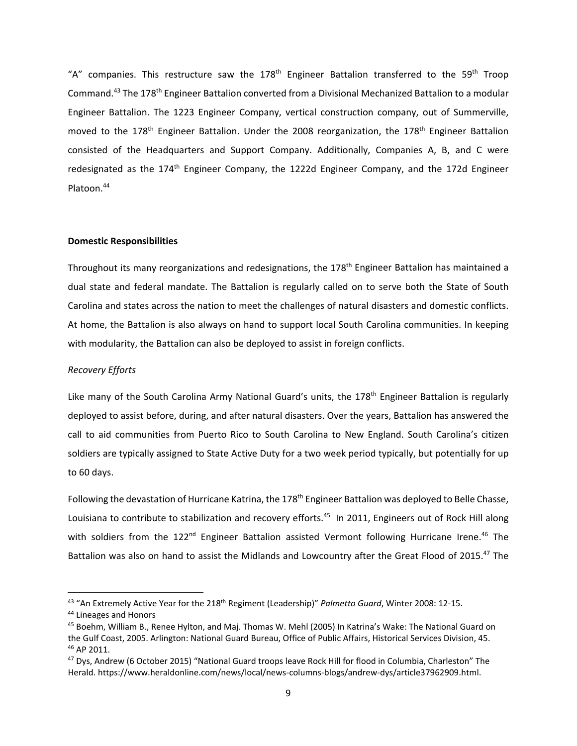"A" companies. This restructure saw the 178th Engineer Battalion transferred to the 59th Troop Command.[43] The 178th Engineer Battalion converted from a Divisional Mechanized Battalion to a modular Engineer Battalion. The 1223 Engineer Company, vertical construction company, out of Summerville, moved to the 178th Engineer Battalion. Under the 2008 reorganization, the 178th Engineer Battalion consisted of the Headquarters and Support Company. Additionally, Companies A, B, and C were redesignated as the 174th Engineer Company, the 1222d Engineer Company, and the 172d Engineer Platoon.[44]

**Domestic Responsibilities**

Throughout its many reorganizations and redesignations, the 178th Engineer Battalion has maintained a dual state and federal mandate. The Battalion is regularly called on to serve both the State of South Carolina and states across the nation to meet the challenges of natural disasters and domestic conflicts. At home, the Battalion is also always on hand to support local South Carolina communities. In keeping with modularity, the Battalion can also be deployed to assist in foreign conflicts.

*Recovery Efforts*

Like many of the South Carolina Army National Guard's units, the 178th Engineer Battalion is regularly deployed to assist before, during, and after natural disasters. Over the years, Battalion has answered the call to aid communities from Puerto Rico to South Carolina to New England. South Carolina's citizen soldiers are typically assigned to State Active Duty for a two week period typically, but potentially for up to 60 days.

Following the devastation of Hurricane Katrina, the 178th Engineer Battalion was deployed to Belle Chasse, Louisiana to contribute to stabilization and recovery efforts.[45] In 2011, Engineers out of Rock Hill along with soldiers from the 122nd Engineer Battalion assisted Vermont following Hurricane Irene.[46] The Battalion was also on hand to assist the Midlands and Lowcountry after the Great Flood of 2015.[47] The

---

[43] "An Extremely Active Year for the 218th Regiment (Leadership)" *Palmetto Guard*, Winter 2008: 12-15.

[44] Lineages and Honors

[45] Boehm, William B., Renee Hylton, and Maj. Thomas W. Mehl (2005) In Katrina's Wake: The National Guard on the Gulf Coast, 2005. Arlington: National Guard Bureau, Office of Public Affairs, Historical Services Division, 45.

[46] AP 2011.

[47] Dys, Andrew (6 October 2015) "National Guard troops leave Rock Hill for flood in Columbia, Charleston" The Herald. https://www.heraldonline.com/news/local/news-columns-blogs/andrew-dys/article37962909.html.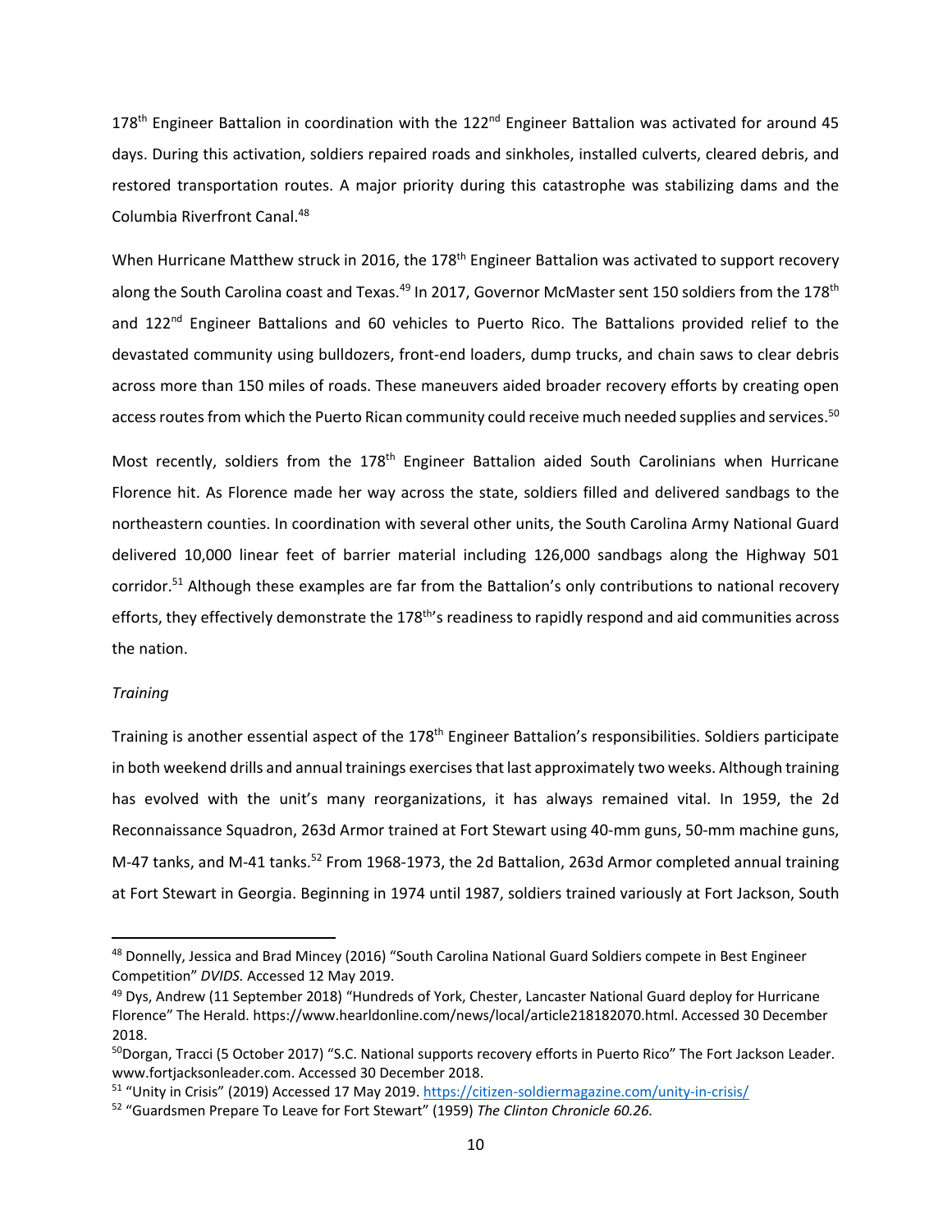178th Engineer Battalion in coordination with the 122nd Engineer Battalion was activated for around 45 days. During this activation, soldiers repaired roads and sinkholes, installed culverts, cleared debris, and restored transportation routes. A major priority during this catastrophe was stabilizing dams and the Columbia Riverfront Canal.[48]

When Hurricane Matthew struck in 2016, the 178th Engineer Battalion was activated to support recovery along the South Carolina coast and Texas.[49] In 2017, Governor McMaster sent 150 soldiers from the 178th and 122nd Engineer Battalions and 60 vehicles to Puerto Rico. The Battalions provided relief to the devastated community using bulldozers, front-end loaders, dump trucks, and chain saws to clear debris across more than 150 miles of roads. These maneuvers aided broader recovery efforts by creating open access routes from which the Puerto Rican community could receive much needed supplies and services.[50]

Most recently, soldiers from the 178th Engineer Battalion aided South Carolinians when Hurricane Florence hit. As Florence made her way across the state, soldiers filled and delivered sandbags to the northeastern counties. In coordination with several other units, the South Carolina Army National Guard delivered 10,000 linear feet of barrier material including 126,000 sandbags along the Highway 501 corridor.[51] Although these examples are far from the Battalion's only contributions to national recovery efforts, they effectively demonstrate the 178th's readiness to rapidly respond and aid communities across the nation.

*Training*

Training is another essential aspect of the 178th Engineer Battalion's responsibilities. Soldiers participate in both weekend drills and annual trainings exercises that last approximately two weeks. Although training has evolved with the unit's many reorganizations, it has always remained vital. In 1959, the 2d Reconnaissance Squadron, 263d Armor trained at Fort Stewart using 40-mm guns, 50-mm machine guns, M-47 tanks, and M-41 tanks.[52] From 1968-1973, the 2d Battalion, 263d Armor completed annual training at Fort Stewart in Georgia. Beginning in 1974 until 1987, soldiers trained variously at Fort Jackson, South

---

[48] Donnelly, Jessica and Brad Mincey (2016) "South Carolina National Guard Soldiers compete in Best Engineer Competition" *DVIDS.* Accessed 12 May 2019.

[49] Dys, Andrew (11 September 2018) "Hundreds of York, Chester, Lancaster National Guard deploy for Hurricane Florence" The Herald. https://www.hearldonline.com/news/local/article218182070.html. Accessed 30 December 2018.

[50] Dorgan, Tracci (5 October 2017) "S.C. National supports recovery efforts in Puerto Rico" The Fort Jackson Leader. www.fortjacksonleader.com. Accessed 30 December 2018.

[51] "Unity in Crisis" (2019) Accessed 17 May 2019. https://citizen-soldiermagazine.com/unity-in-crisis/

[52] "Guardsmen Prepare To Leave for Fort Stewart" (1959) *The Clinton Chronicle 60.26.*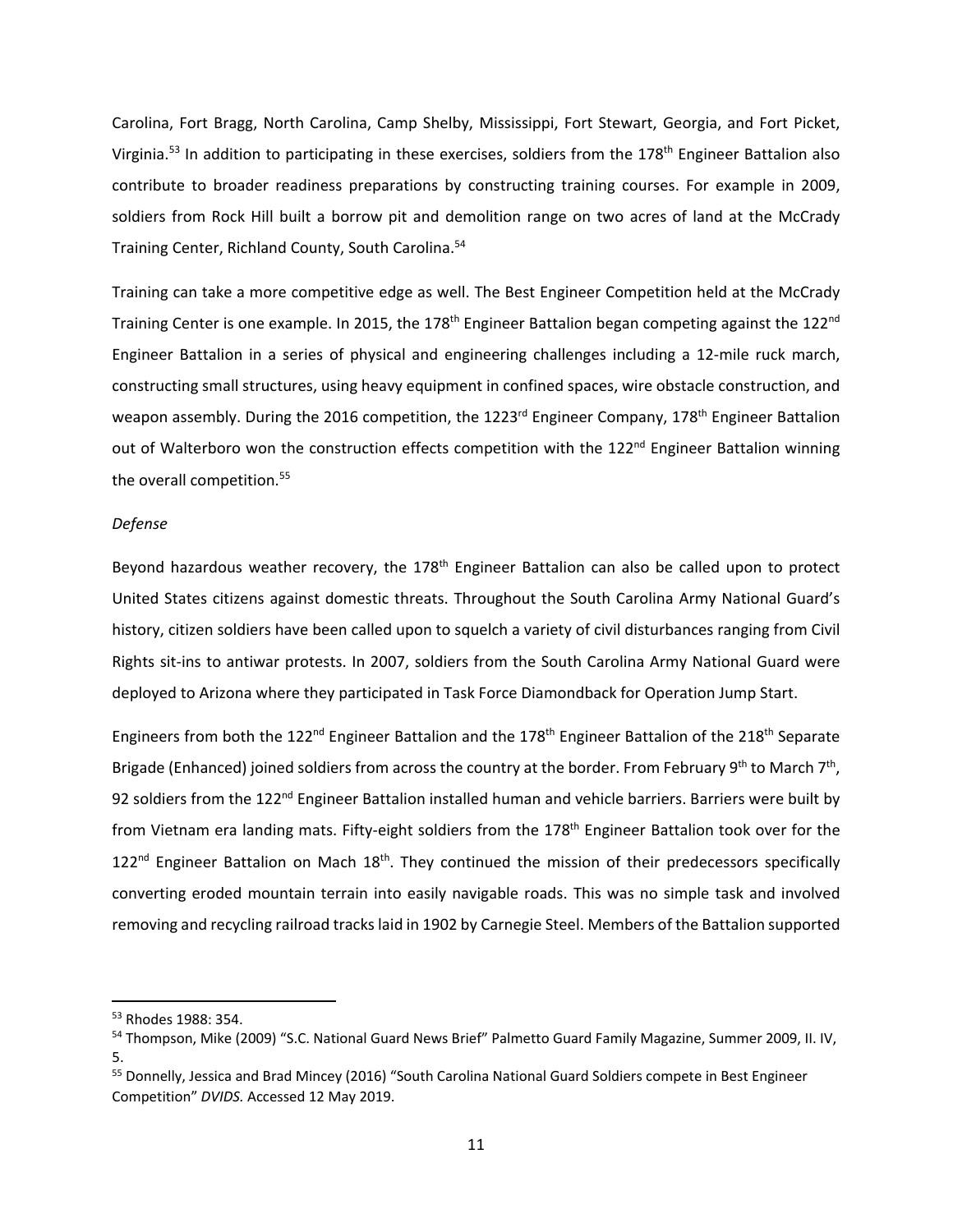Carolina, Fort Bragg, North Carolina, Camp Shelby, Mississippi, Fort Stewart, Georgia, and Fort Picket, Virginia.[53] In addition to participating in these exercises, soldiers from the 178th Engineer Battalion also contribute to broader readiness preparations by constructing training courses. For example in 2009, soldiers from Rock Hill built a borrow pit and demolition range on two acres of land at the McCrady Training Center, Richland County, South Carolina.[54]

Training can take a more competitive edge as well. The Best Engineer Competition held at the McCrady Training Center is one example. In 2015, the 178th Engineer Battalion began competing against the 122nd Engineer Battalion in a series of physical and engineering challenges including a 12-mile ruck march, constructing small structures, using heavy equipment in confined spaces, wire obstacle construction, and weapon assembly. During the 2016 competition, the 1223rd Engineer Company, 178th Engineer Battalion out of Walterboro won the construction effects competition with the 122nd Engineer Battalion winning the overall competition.[55]

*Defense*

Beyond hazardous weather recovery, the 178th Engineer Battalion can also be called upon to protect United States citizens against domestic threats. Throughout the South Carolina Army National Guard's history, citizen soldiers have been called upon to squelch a variety of civil disturbances ranging from Civil Rights sit-ins to antiwar protests. In 2007, soldiers from the South Carolina Army National Guard were deployed to Arizona where they participated in Task Force Diamondback for Operation Jump Start.

Engineers from both the 122nd Engineer Battalion and the 178th Engineer Battalion of the 218th Separate Brigade (Enhanced) joined soldiers from across the country at the border. From February 9th to March 7th, 92 soldiers from the 122nd Engineer Battalion installed human and vehicle barriers. Barriers were built by from Vietnam era landing mats. Fifty-eight soldiers from the 178th Engineer Battalion took over for the 122nd Engineer Battalion on Mach 18th. They continued the mission of their predecessors specifically converting eroded mountain terrain into easily navigable roads. This was no simple task and involved removing and recycling railroad tracks laid in 1902 by Carnegie Steel. Members of the Battalion supported

---

[53] Rhodes 1988: 354.

[54] Thompson, Mike (2009) "S.C. National Guard News Brief" Palmetto Guard Family Magazine, Summer 2009, II. IV, 5.

[55] Donnelly, Jessica and Brad Mincey (2016) "South Carolina National Guard Soldiers compete in Best Engineer Competition" *DVIDS.* Accessed 12 May 2019.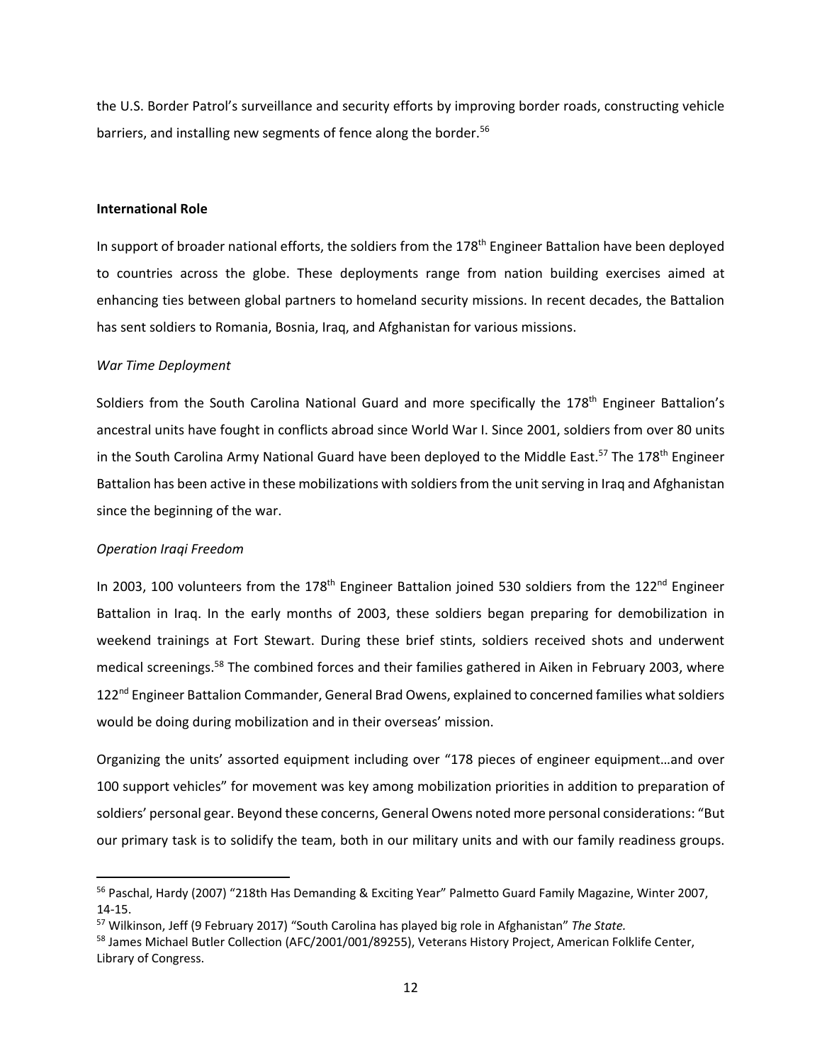the U.S. Border Patrol's surveillance and security efforts by improving border roads, constructing vehicle barriers, and installing new segments of fence along the border.[56]

## International Role

In support of broader national efforts, the soldiers from the 178th Engineer Battalion have been deployed to countries across the globe. These deployments range from nation building exercises aimed at enhancing ties between global partners to homeland security missions. In recent decades, the Battalion has sent soldiers to Romania, Bosnia, Iraq, and Afghanistan for various missions.

### *War Time Deployment*

Soldiers from the South Carolina National Guard and more specifically the 178th Engineer Battalion's ancestral units have fought in conflicts abroad since World War I. Since 2001, soldiers from over 80 units in the South Carolina Army National Guard have been deployed to the Middle East.[57] The 178th Engineer Battalion has been active in these mobilizations with soldiers from the unit serving in Iraq and Afghanistan since the beginning of the war.

### *Operation Iraqi Freedom*

In 2003, 100 volunteers from the 178th Engineer Battalion joined 530 soldiers from the 122nd Engineer Battalion in Iraq. In the early months of 2003, these soldiers began preparing for demobilization in weekend trainings at Fort Stewart. During these brief stints, soldiers received shots and underwent medical screenings.[58] The combined forces and their families gathered in Aiken in February 2003, where 122nd Engineer Battalion Commander, General Brad Owens, explained to concerned families what soldiers would be doing during mobilization and in their overseas' mission.

Organizing the units' assorted equipment including over "178 pieces of engineer equipment…and over 100 support vehicles" for movement was key among mobilization priorities in addition to preparation of soldiers' personal gear. Beyond these concerns, General Owens noted more personal considerations: "But our primary task is to solidify the team, both in our military units and with our family readiness groups.

---

[56] Paschal, Hardy (2007) "218th Has Demanding & Exciting Year" Palmetto Guard Family Magazine, Winter 2007, 14-15.

[57] Wilkinson, Jeff (9 February 2017) "South Carolina has played big role in Afghanistan" *The State.*

[58] James Michael Butler Collection (AFC/2001/001/89255), Veterans History Project, American Folklife Center, Library of Congress.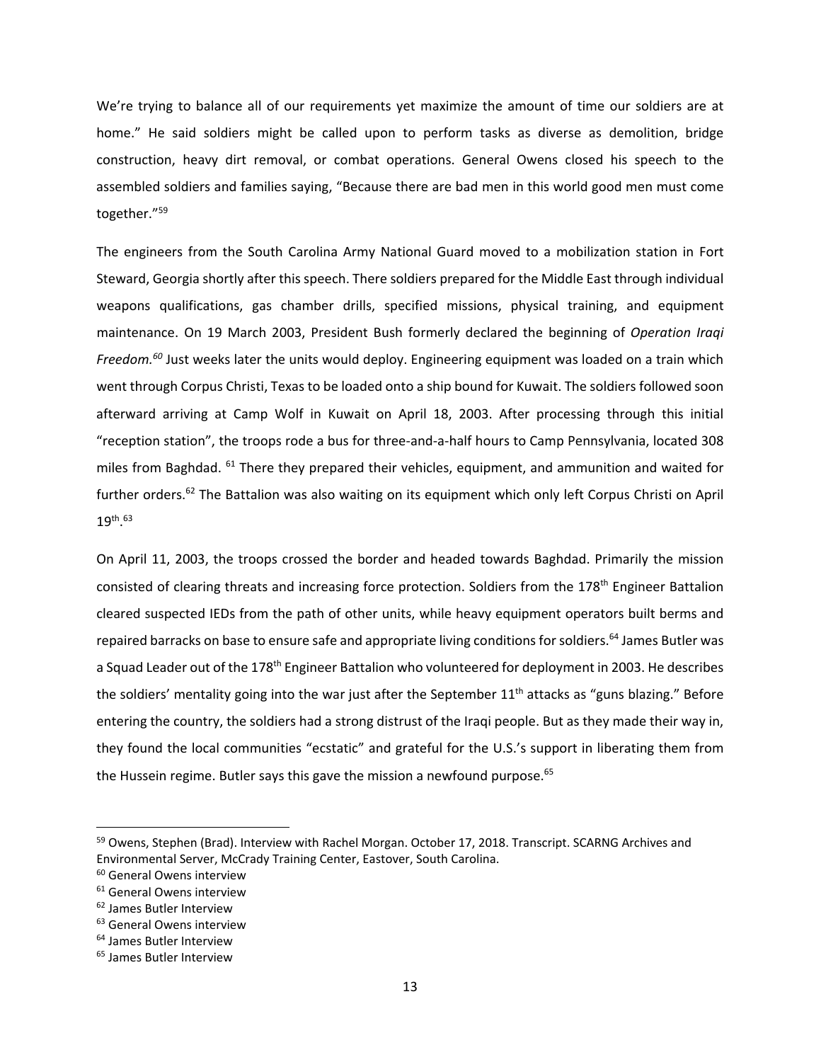We're trying to balance all of our requirements yet maximize the amount of time our soldiers are at home." He said soldiers might be called upon to perform tasks as diverse as demolition, bridge construction, heavy dirt removal, or combat operations. General Owens closed his speech to the assembled soldiers and families saying, "Because there are bad men in this world good men must come together."[59]

The engineers from the South Carolina Army National Guard moved to a mobilization station in Fort Steward, Georgia shortly after this speech. There soldiers prepared for the Middle East through individual weapons qualifications, gas chamber drills, specified missions, physical training, and equipment maintenance. On 19 March 2003, President Bush formerly declared the beginning of *Operation Iraqi Freedom.*[60] Just weeks later the units would deploy. Engineering equipment was loaded on a train which went through Corpus Christi, Texas to be loaded onto a ship bound for Kuwait. The soldiers followed soon afterward arriving at Camp Wolf in Kuwait on April 18, 2003. After processing through this initial "reception station", the troops rode a bus for three-and-a-half hours to Camp Pennsylvania, located 308 miles from Baghdad. [61] There they prepared their vehicles, equipment, and ammunition and waited for further orders.[62] The Battalion was also waiting on its equipment which only left Corpus Christi on April 19th.[63]

On April 11, 2003, the troops crossed the border and headed towards Baghdad. Primarily the mission consisted of clearing threats and increasing force protection. Soldiers from the 178th Engineer Battalion cleared suspected IEDs from the path of other units, while heavy equipment operators built berms and repaired barracks on base to ensure safe and appropriate living conditions for soldiers.[64] James Butler was a Squad Leader out of the 178th Engineer Battalion who volunteered for deployment in 2003. He describes the soldiers' mentality going into the war just after the September 11th attacks as "guns blazing." Before entering the country, the soldiers had a strong distrust of the Iraqi people. But as they made their way in, they found the local communities "ecstatic" and grateful for the U.S.'s support in liberating them from the Hussein regime. Butler says this gave the mission a newfound purpose.[65]

---

[59] Owens, Stephen (Brad). Interview with Rachel Morgan. October 17, 2018. Transcript. SCARNG Archives and Environmental Server, McCrady Training Center, Eastover, South Carolina.

[60] General Owens interview

[61] General Owens interview

[62] James Butler Interview

[63] General Owens interview

[64] James Butler Interview

[65] James Butler Interview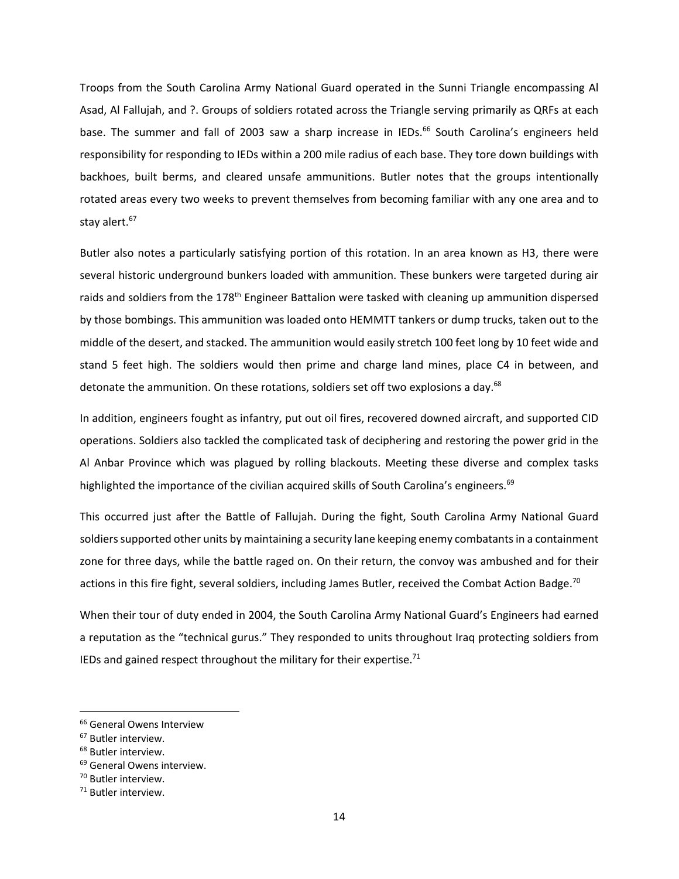Troops from the South Carolina Army National Guard operated in the Sunni Triangle encompassing Al Asad, Al Fallujah, and ?. Groups of soldiers rotated across the Triangle serving primarily as QRFs at each base. The summer and fall of 2003 saw a sharp increase in IEDs.[66] South Carolina's engineers held responsibility for responding to IEDs within a 200 mile radius of each base. They tore down buildings with backhoes, built berms, and cleared unsafe ammunitions. Butler notes that the groups intentionally rotated areas every two weeks to prevent themselves from becoming familiar with any one area and to stay alert.[67]

Butler also notes a particularly satisfying portion of this rotation. In an area known as H3, there were several historic underground bunkers loaded with ammunition. These bunkers were targeted during air raids and soldiers from the 178th Engineer Battalion were tasked with cleaning up ammunition dispersed by those bombings. This ammunition was loaded onto HEMMTT tankers or dump trucks, taken out to the middle of the desert, and stacked. The ammunition would easily stretch 100 feet long by 10 feet wide and stand 5 feet high. The soldiers would then prime and charge land mines, place C4 in between, and detonate the ammunition. On these rotations, soldiers set off two explosions a day.[68]

In addition, engineers fought as infantry, put out oil fires, recovered downed aircraft, and supported CID operations. Soldiers also tackled the complicated task of deciphering and restoring the power grid in the Al Anbar Province which was plagued by rolling blackouts. Meeting these diverse and complex tasks highlighted the importance of the civilian acquired skills of South Carolina's engineers.[69]

This occurred just after the Battle of Fallujah. During the fight, South Carolina Army National Guard soldiers supported other units by maintaining a security lane keeping enemy combatants in a containment zone for three days, while the battle raged on. On their return, the convoy was ambushed and for their actions in this fire fight, several soldiers, including James Butler, received the Combat Action Badge.[70]

When their tour of duty ended in 2004, the South Carolina Army National Guard's Engineers had earned a reputation as the "technical gurus." They responded to units throughout Iraq protecting soldiers from IEDs and gained respect throughout the military for their expertise.[71]

---

[66] General Owens Interview

[67] Butler interview.

[68] Butler interview.

[69] General Owens interview.

[70] Butler interview.

[71] Butler interview.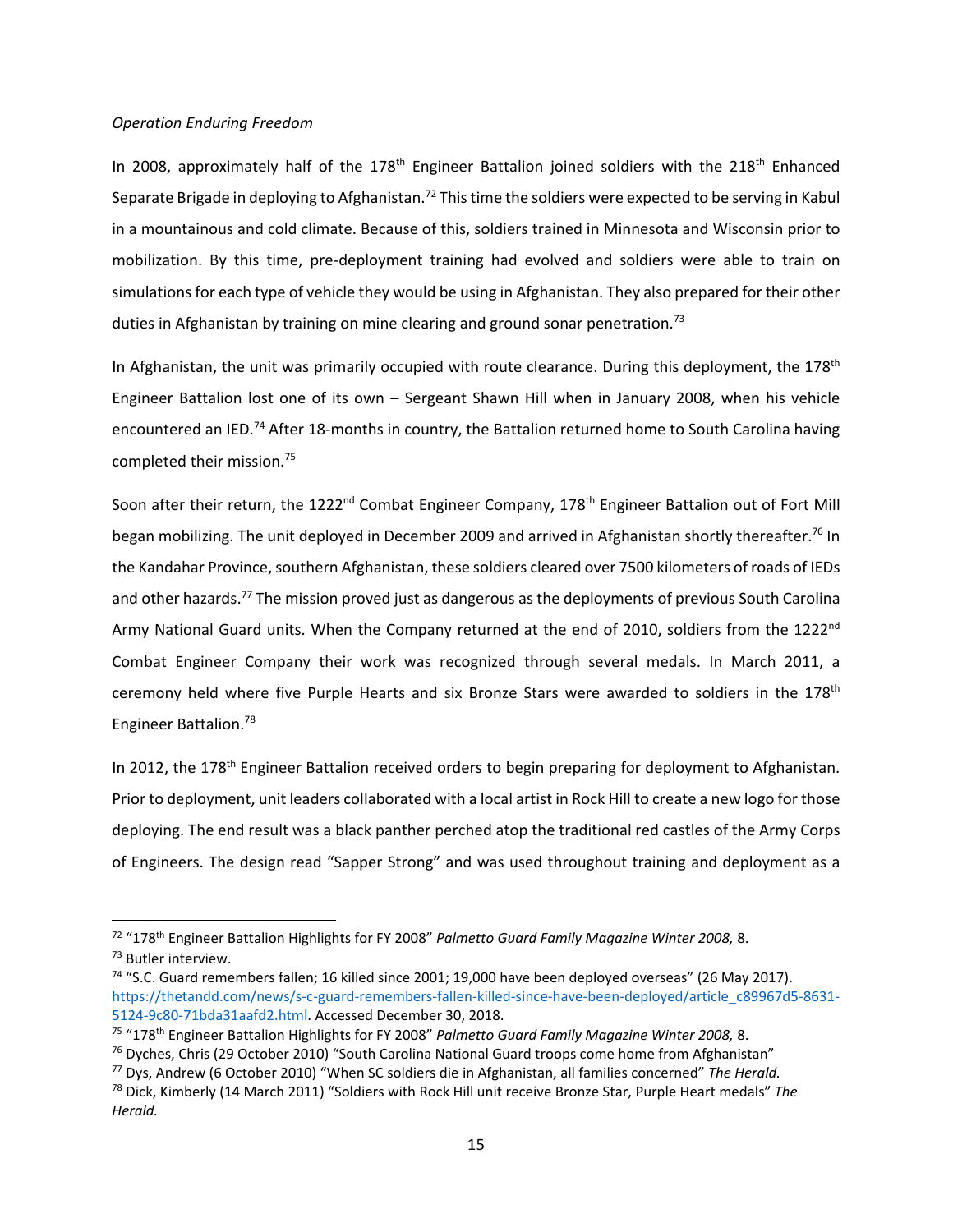*Operation Enduring Freedom*

In 2008, approximately half of the 178th Engineer Battalion joined soldiers with the 218th Enhanced Separate Brigade in deploying to Afghanistan.[72] This time the soldiers were expected to be serving in Kabul in a mountainous and cold climate. Because of this, soldiers trained in Minnesota and Wisconsin prior to mobilization. By this time, pre-deployment training had evolved and soldiers were able to train on simulations for each type of vehicle they would be using in Afghanistan. They also prepared for their other duties in Afghanistan by training on mine clearing and ground sonar penetration.[73]

In Afghanistan, the unit was primarily occupied with route clearance. During this deployment, the 178th Engineer Battalion lost one of its own – Sergeant Shawn Hill when in January 2008, when his vehicle encountered an IED.[74] After 18-months in country, the Battalion returned home to South Carolina having completed their mission.[75]

Soon after their return, the 1222nd Combat Engineer Company, 178th Engineer Battalion out of Fort Mill began mobilizing. The unit deployed in December 2009 and arrived in Afghanistan shortly thereafter.[76] In the Kandahar Province, southern Afghanistan, these soldiers cleared over 7500 kilometers of roads of IEDs and other hazards.[77] The mission proved just as dangerous as the deployments of previous South Carolina Army National Guard units. When the Company returned at the end of 2010, soldiers from the 1222nd Combat Engineer Company their work was recognized through several medals. In March 2011, a ceremony held where five Purple Hearts and six Bronze Stars were awarded to soldiers in the 178th Engineer Battalion.[78]

In 2012, the 178th Engineer Battalion received orders to begin preparing for deployment to Afghanistan. Prior to deployment, unit leaders collaborated with a local artist in Rock Hill to create a new logo for those deploying. The end result was a black panther perched atop the traditional red castles of the Army Corps of Engineers. The design read "Sapper Strong" and was used throughout training and deployment as a

---

[72] "178th Engineer Battalion Highlights for FY 2008" *Palmetto Guard Family Magazine Winter 2008,* 8.

[73] Butler interview.

[74] "S.C. Guard remembers fallen; 16 killed since 2001; 19,000 have been deployed overseas" (26 May 2017). https://thetandd.com/news/s-c-guard-remembers-fallen-killed-since-have-been-deployed/article_c89967d5-8631-5124-9c80-71bda31aafd2.html. Accessed December 30, 2018.

[75] "178th Engineer Battalion Highlights for FY 2008" *Palmetto Guard Family Magazine Winter 2008,* 8.

[76] Dyches, Chris (29 October 2010) "South Carolina National Guard troops come home from Afghanistan"

[77] Dys, Andrew (6 October 2010) "When SC soldiers die in Afghanistan, all families concerned" *The Herald.*

[78] Dick, Kimberly (14 March 2011) "Soldiers with Rock Hill unit receive Bronze Star, Purple Heart medals" *The Herald.*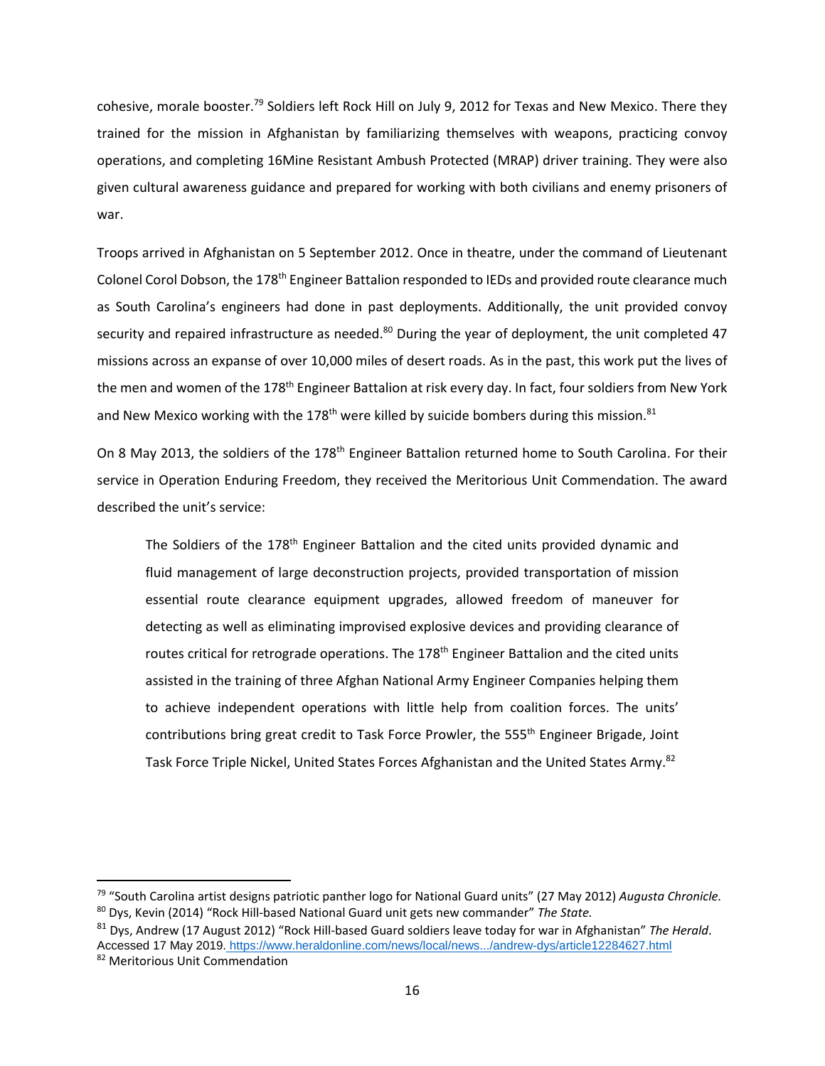cohesive, morale booster.[79] Soldiers left Rock Hill on July 9, 2012 for Texas and New Mexico. There they trained for the mission in Afghanistan by familiarizing themselves with weapons, practicing convoy operations, and completing 16Mine Resistant Ambush Protected (MRAP) driver training. They were also given cultural awareness guidance and prepared for working with both civilians and enemy prisoners of war.

Troops arrived in Afghanistan on 5 September 2012. Once in theatre, under the command of Lieutenant Colonel Corol Dobson, the 178th Engineer Battalion responded to IEDs and provided route clearance much as South Carolina's engineers had done in past deployments. Additionally, the unit provided convoy security and repaired infrastructure as needed.[80] During the year of deployment, the unit completed 47 missions across an expanse of over 10,000 miles of desert roads. As in the past, this work put the lives of the men and women of the 178th Engineer Battalion at risk every day. In fact, four soldiers from New York and New Mexico working with the 178th were killed by suicide bombers during this mission.[81]

On 8 May 2013, the soldiers of the 178th Engineer Battalion returned home to South Carolina. For their service in Operation Enduring Freedom, they received the Meritorious Unit Commendation. The award described the unit's service:

> The Soldiers of the 178th Engineer Battalion and the cited units provided dynamic and fluid management of large deconstruction projects, provided transportation of mission essential route clearance equipment upgrades, allowed freedom of maneuver for detecting as well as eliminating improvised explosive devices and providing clearance of routes critical for retrograde operations. The 178th Engineer Battalion and the cited units assisted in the training of three Afghan National Army Engineer Companies helping them to achieve independent operations with little help from coalition forces. The units' contributions bring great credit to Task Force Prowler, the 555th Engineer Brigade, Joint Task Force Triple Nickel, United States Forces Afghanistan and the United States Army.[82]

---

[79] "South Carolina artist designs patriotic panther logo for National Guard units" (27 May 2012) *Augusta Chronicle.*

[80] Dys, Kevin (2014) "Rock Hill-based National Guard unit gets new commander" *The State.*

[81] Dys, Andrew (17 August 2012) "Rock Hill-based Guard soldiers leave today for war in Afghanistan" *The Herald*. Accessed 17 May 2019. https://www.heraldonline.com/news/local/news.../andrew-dys/article12284627.html

[82] Meritorious Unit Commendation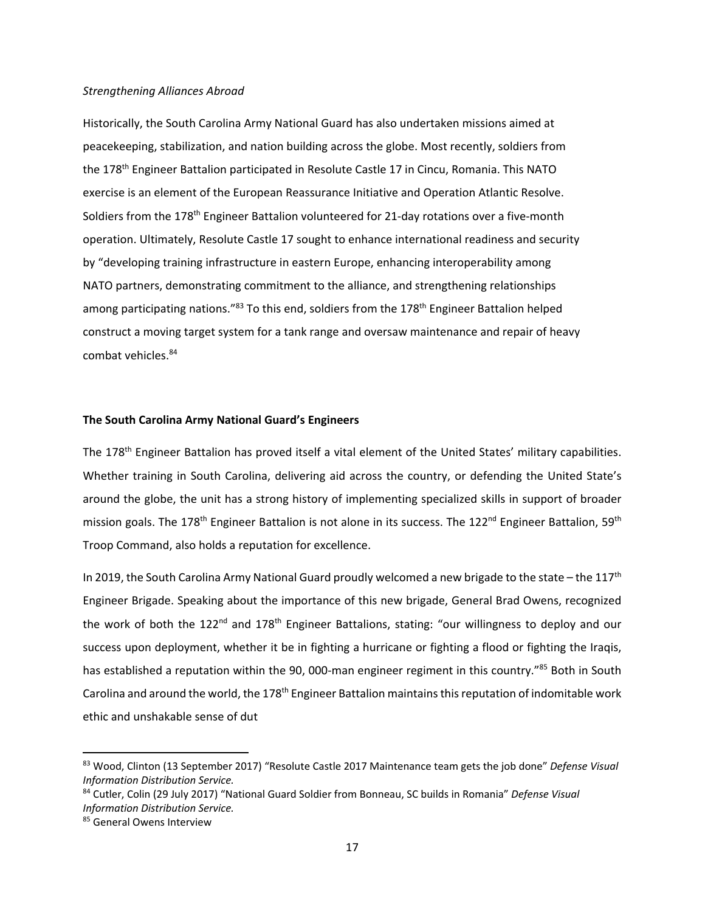*Strengthening Alliances Abroad*

Historically, the South Carolina Army National Guard has also undertaken missions aimed at peacekeeping, stabilization, and nation building across the globe. Most recently, soldiers from the 178th Engineer Battalion participated in Resolute Castle 17 in Cincu, Romania. This NATO exercise is an element of the European Reassurance Initiative and Operation Atlantic Resolve. Soldiers from the 178th Engineer Battalion volunteered for 21-day rotations over a five-month operation. Ultimately, Resolute Castle 17 sought to enhance international readiness and security by "developing training infrastructure in eastern Europe, enhancing interoperability among NATO partners, demonstrating commitment to the alliance, and strengthening relationships among participating nations."[83] To this end, soldiers from the 178th Engineer Battalion helped construct a moving target system for a tank range and oversaw maintenance and repair of heavy combat vehicles.[84]

**The South Carolina Army National Guard's Engineers**

The 178th Engineer Battalion has proved itself a vital element of the United States' military capabilities. Whether training in South Carolina, delivering aid across the country, or defending the United State's around the globe, the unit has a strong history of implementing specialized skills in support of broader mission goals. The 178th Engineer Battalion is not alone in its success. The 122nd Engineer Battalion, 59th Troop Command, also holds a reputation for excellence.

In 2019, the South Carolina Army National Guard proudly welcomed a new brigade to the state – the 117th Engineer Brigade. Speaking about the importance of this new brigade, General Brad Owens, recognized the work of both the 122nd and 178th Engineer Battalions, stating: "our willingness to deploy and our success upon deployment, whether it be in fighting a hurricane or fighting a flood or fighting the Iraqis, has established a reputation within the 90, 000-man engineer regiment in this country."[85] Both in South Carolina and around the world, the 178th Engineer Battalion maintains this reputation of indomitable work ethic and unshakable sense of dut

---

[83] Wood, Clinton (13 September 2017) "Resolute Castle 2017 Maintenance team gets the job done" *Defense Visual Information Distribution Service.*

[84] Cutler, Colin (29 July 2017) "National Guard Soldier from Bonneau, SC builds in Romania" *Defense Visual Information Distribution Service.*

[85] General Owens Interview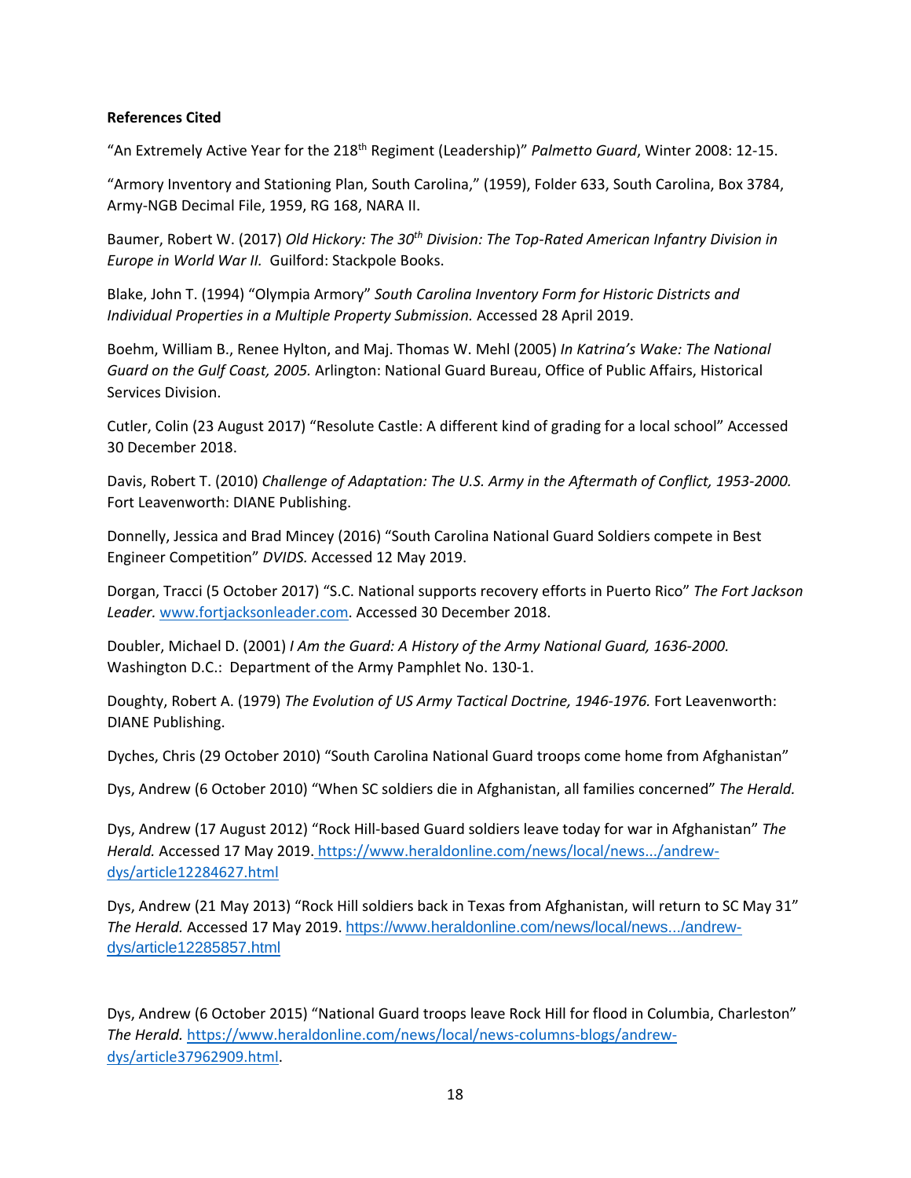**References Cited**

"An Extremely Active Year for the 218th Regiment (Leadership)" *Palmetto Guard*, Winter 2008: 12-15.

"Armory Inventory and Stationing Plan, South Carolina," (1959), Folder 633, South Carolina, Box 3784, Army-NGB Decimal File, 1959, RG 168, NARA II.

Baumer, Robert W. (2017) *Old Hickory: The 30th Division: The Top-Rated American Infantry Division in Europe in World War II.* Guilford: Stackpole Books.

Blake, John T. (1994) "Olympia Armory" *South Carolina Inventory Form for Historic Districts and Individual Properties in a Multiple Property Submission.* Accessed 28 April 2019.

Boehm, William B., Renee Hylton, and Maj. Thomas W. Mehl (2005) *In Katrina's Wake: The National Guard on the Gulf Coast, 2005.* Arlington: National Guard Bureau, Office of Public Affairs, Historical Services Division.

Cutler, Colin (23 August 2017) "Resolute Castle: A different kind of grading for a local school" Accessed 30 December 2018.

Davis, Robert T. (2010) *Challenge of Adaptation: The U.S. Army in the Aftermath of Conflict, 1953-2000.* Fort Leavenworth: DIANE Publishing.

Donnelly, Jessica and Brad Mincey (2016) "South Carolina National Guard Soldiers compete in Best Engineer Competition" *DVIDS.* Accessed 12 May 2019.

Dorgan, Tracci (5 October 2017) "S.C. National supports recovery efforts in Puerto Rico" *The Fort Jackson Leader.* www.fortjacksonleader.com. Accessed 30 December 2018.

Doubler, Michael D. (2001) *I Am the Guard: A History of the Army National Guard, 1636-2000.* Washington D.C.: Department of the Army Pamphlet No. 130-1.

Doughty, Robert A. (1979) *The Evolution of US Army Tactical Doctrine, 1946-1976.* Fort Leavenworth: DIANE Publishing.

Dyches, Chris (29 October 2010) "South Carolina National Guard troops come home from Afghanistan"

Dys, Andrew (6 October 2010) "When SC soldiers die in Afghanistan, all families concerned" *The Herald.*

Dys, Andrew (17 August 2012) "Rock Hill-based Guard soldiers leave today for war in Afghanistan" *The Herald.* Accessed 17 May 2019. https://www.heraldonline.com/news/local/news.../andrew-dys/article12284627.html

Dys, Andrew (21 May 2013) "Rock Hill soldiers back in Texas from Afghanistan, will return to SC May 31" *The Herald.* Accessed 17 May 2019. https://www.heraldonline.com/news/local/news.../andrew-dys/article12285857.html

Dys, Andrew (6 October 2015) "National Guard troops leave Rock Hill for flood in Columbia, Charleston" *The Herald.* https://www.heraldonline.com/news/local/news-columns-blogs/andrew-dys/article37962909.html.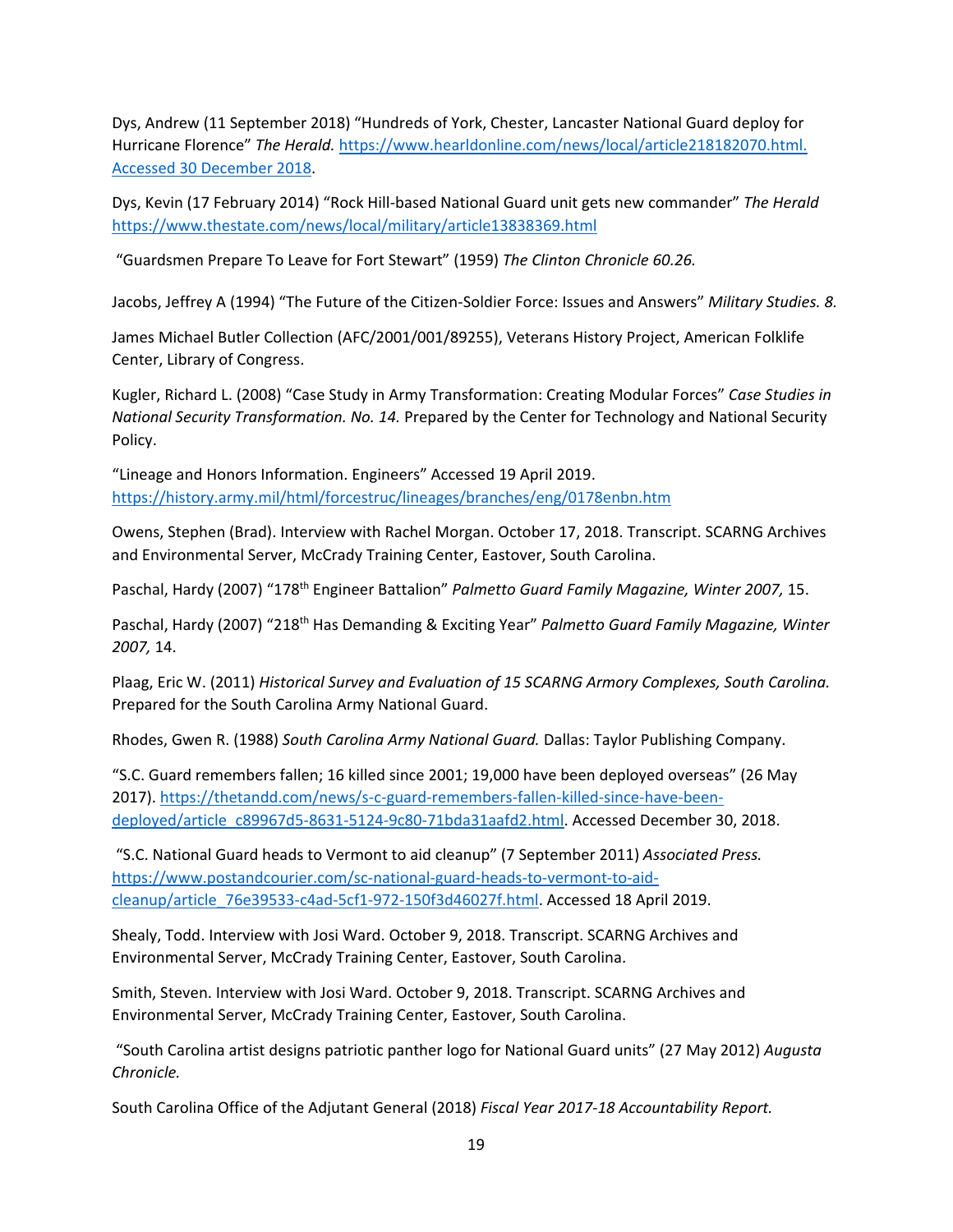Dys, Andrew (11 September 2018) "Hundreds of York, Chester, Lancaster National Guard deploy for Hurricane Florence" *The Herald.* https://www.hearldonline.com/news/local/article218182070.html. Accessed 30 December 2018.

Dys, Kevin (17 February 2014) "Rock Hill-based National Guard unit gets new commander" *The Herald* https://www.thestate.com/news/local/military/article13838369.html

"Guardsmen Prepare To Leave for Fort Stewart" (1959) *The Clinton Chronicle 60.26.*

Jacobs, Jeffrey A (1994) "The Future of the Citizen-Soldier Force: Issues and Answers" *Military Studies. 8.*

James Michael Butler Collection (AFC/2001/001/89255), Veterans History Project, American Folklife Center, Library of Congress.

Kugler, Richard L. (2008) "Case Study in Army Transformation: Creating Modular Forces" *Case Studies in National Security Transformation. No. 14.* Prepared by the Center for Technology and National Security Policy.

"Lineage and Honors Information. Engineers" Accessed 19 April 2019. https://history.army.mil/html/forcestruc/lineages/branches/eng/0178enbn.htm

Owens, Stephen (Brad). Interview with Rachel Morgan. October 17, 2018. Transcript. SCARNG Archives and Environmental Server, McCrady Training Center, Eastover, South Carolina.

Paschal, Hardy (2007) "178th Engineer Battalion" *Palmetto Guard Family Magazine, Winter 2007,* 15.

Paschal, Hardy (2007) "218th Has Demanding & Exciting Year" *Palmetto Guard Family Magazine, Winter 2007,* 14.

Plaag, Eric W. (2011) *Historical Survey and Evaluation of 15 SCARNG Armory Complexes, South Carolina.* Prepared for the South Carolina Army National Guard.

Rhodes, Gwen R. (1988) *South Carolina Army National Guard.* Dallas: Taylor Publishing Company.

"S.C. Guard remembers fallen; 16 killed since 2001; 19,000 have been deployed overseas" (26 May 2017). https://thetandd.com/news/s-c-guard-remembers-fallen-killed-since-have-been-deployed/article_c89967d5-8631-5124-9c80-71bda31aafd2.html. Accessed December 30, 2018.

"S.C. National Guard heads to Vermont to aid cleanup" (7 September 2011) *Associated Press.* https://www.postandcourier.com/sc-national-guard-heads-to-vermont-to-aid-cleanup/article_76e39533-c4ad-5cf1-972-150f3d46027f.html. Accessed 18 April 2019.

Shealy, Todd. Interview with Josi Ward. October 9, 2018. Transcript. SCARNG Archives and Environmental Server, McCrady Training Center, Eastover, South Carolina.

Smith, Steven. Interview with Josi Ward. October 9, 2018. Transcript. SCARNG Archives and Environmental Server, McCrady Training Center, Eastover, South Carolina.

"South Carolina artist designs patriotic panther logo for National Guard units" (27 May 2012) *Augusta Chronicle.*

South Carolina Office of the Adjutant General (2018) *Fiscal Year 2017-18 Accountability Report.*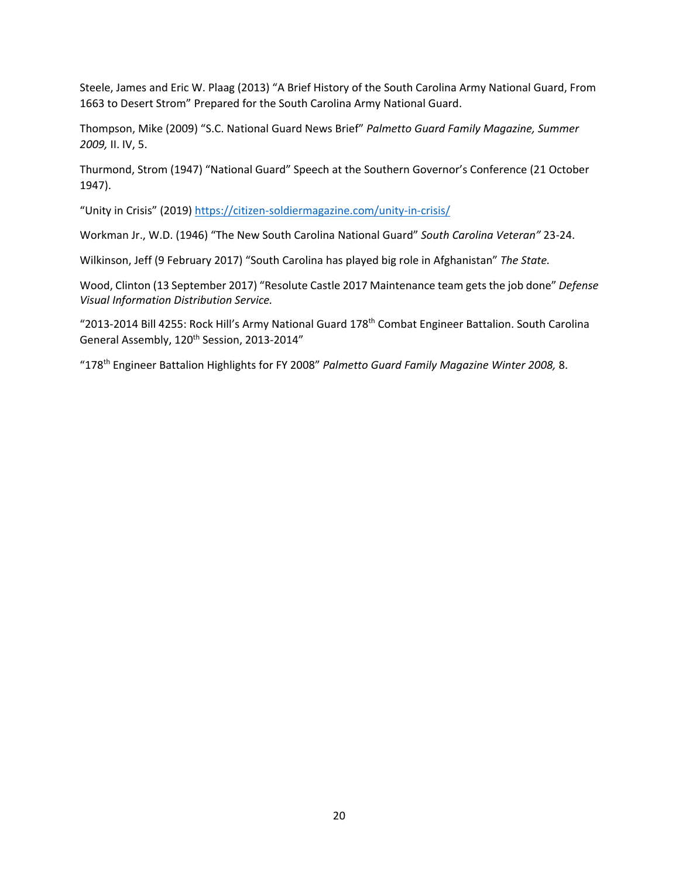Steele, James and Eric W. Plaag (2013) “A Brief History of the South Carolina Army National Guard, From 1663 to Desert Strom” Prepared for the South Carolina Army National Guard.

Thompson, Mike (2009) “S.C. National Guard News Brief” *Palmetto Guard Family Magazine, Summer 2009,* II. IV, 5.

Thurmond, Strom (1947) “National Guard” Speech at the Southern Governor’s Conference (21 October 1947).

“Unity in Crisis” (2019) https://citizen-soldiermagazine.com/unity-in-crisis/

Workman Jr., W.D. (1946) “The New South Carolina National Guard” *South Carolina Veteran”* 23-24.

Wilkinson, Jeff (9 February 2017) “South Carolina has played big role in Afghanistan” *The State.*

Wood, Clinton (13 September 2017) “Resolute Castle 2017 Maintenance team gets the job done” *Defense Visual Information Distribution Service.*

“2013-2014 Bill 4255: Rock Hill’s Army National Guard 178th Combat Engineer Battalion. South Carolina General Assembly, 120th Session, 2013-2014”

“178th Engineer Battalion Highlights for FY 2008” *Palmetto Guard Family Magazine Winter 2008,* 8.